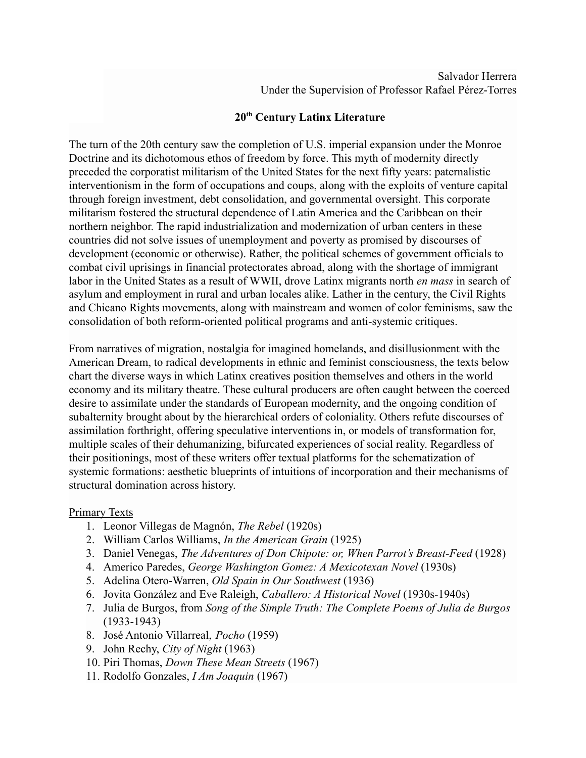Salvador Herrera
Under the Supervision of Professor Rafael Pérez-Torres

# 20th Century Latinx Literature

The turn of the 20th century saw the completion of U.S. imperial expansion under the Monroe Doctrine and its dichotomous ethos of freedom by force. This myth of modernity directly preceded the corporatist militarism of the United States for the next fifty years: paternalistic interventionism in the form of occupations and coups, along with the exploits of venture capital through foreign investment, debt consolidation, and governmental oversight. This corporate militarism fostered the structural dependence of Latin America and the Caribbean on their northern neighbor. The rapid industrialization and modernization of urban centers in these countries did not solve issues of unemployment and poverty as promised by discourses of development (economic or otherwise). Rather, the political schemes of government officials to combat civil uprisings in financial protectorates abroad, along with the shortage of immigrant labor in the United States as a result of WWII, drove Latinx migrants north *en mass* in search of asylum and employment in rural and urban locales alike. Lather in the century, the Civil Rights and Chicano Rights movements, along with mainstream and women of color feminisms, saw the consolidation of both reform-oriented political programs and anti-systemic critiques.

From narratives of migration, nostalgia for imagined homelands, and disillusionment with the American Dream, to radical developments in ethnic and feminist consciousness, the texts below chart the diverse ways in which Latinx creatives position themselves and others in the world economy and its military theatre. These cultural producers are often caught between the coerced desire to assimilate under the standards of European modernity, and the ongoing condition of subalternity brought about by the hierarchical orders of coloniality. Others refute discourses of assimilation forthright, offering speculative interventions in, or models of transformation for, multiple scales of their dehumanizing, bifurcated experiences of social reality. Regardless of their positionings, most of these writers offer textual platforms for the schematization of systemic formations: aesthetic blueprints of intuitions of incorporation and their mechanisms of structural domination across history.

<u>Primary Texts</u>

1. Leonor Villegas de Magnón, *The Rebel* (1920s)
2. William Carlos Williams, *In the American Grain* (1925)
3. Daniel Venegas, *The Adventures of Don Chipote: or, When Parrot's Breast-Feed* (1928)
4. Americo Paredes, *George Washington Gomez: A Mexicotexan Novel* (1930s)
5. Adelina Otero-Warren, *Old Spain in Our Southwest* (1936)
6. Jovita González and Eve Raleigh, *Caballero: A Historical Novel* (1930s-1940s)
7. Julia de Burgos, from *Song of the Simple Truth: The Complete Poems of Julia de Burgos* (1933-1943)
8. José Antonio Villarreal, *Pocho* (1959)
9. John Rechy, *City of Night* (1963)
10. Piri Thomas, *Down These Mean Streets* (1967)
11. Rodolfo Gonzales, *I Am Joaquin* (1967)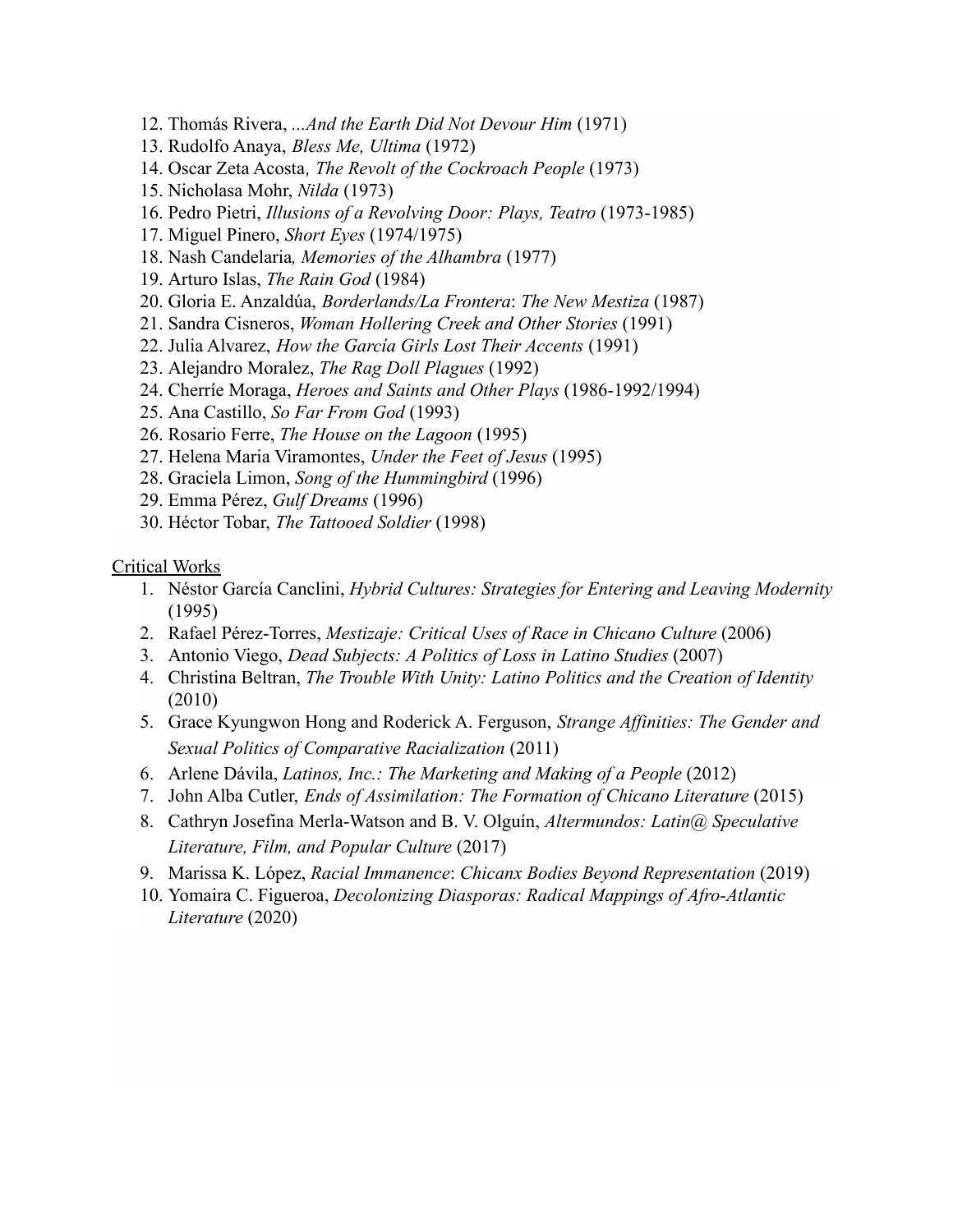12. Thomás Rivera, *...And the Earth Did Not Devour Him* (1971)
13. Rudolfo Anaya, *Bless Me, Ultima* (1972)
14. Oscar Zeta Acosta*, The Revolt of the Cockroach People* (1973)
15. Nicholasa Mohr, *Nilda* (1973)
16. Pedro Pietri, *Illusions of a Revolving Door: Plays, Teatro* (1973-1985)
17. Miguel Pinero, *Short Eyes* (1974/1975)
18. Nash Candelaria*, Memories of the Alhambra* (1977)
19. Arturo Islas, *The Rain God* (1984)
20. Gloria E. Anzaldúa, *Borderlands/La Frontera*: *The New Mestiza* (1987)
21. Sandra Cisneros, *Woman Hollering Creek and Other Stories* (1991)
22. Julia Alvarez, *How the García Girls Lost Their Accents* (1991)
23. Alejandro Moralez, *The Rag Doll Plagues* (1992)
24. Cherríe Moraga, *Heroes and Saints and Other Plays* (1986-1992/1994)
25. Ana Castillo, *So Far From God* (1993)
26. Rosario Ferre, *The House on the Lagoon* (1995)
27. Helena Maria Viramontes, *Under the Feet of Jesus* (1995)
28. Graciela Limon, *Song of the Hummingbird* (1996)
29. Emma Pérez, *Gulf Dreams* (1996)
30. Héctor Tobar, *The Tattooed Soldier* (1998)

<u>Critical Works</u>

1. Néstor García Canclini, *Hybrid Cultures: Strategies for Entering and Leaving Modernity* (1995)
2. Rafael Pérez-Torres, *Mestizaje: Critical Uses of Race in Chicano Culture* (2006)
3. Antonio Viego, *Dead Subjects: A Politics of Loss in Latino Studies* (2007)
4. Christina Beltran, *The Trouble With Unity: Latino Politics and the Creation of Identity* (2010)
5. Grace Kyungwon Hong and Roderick A. Ferguson, *Strange Affinities: The Gender and Sexual Politics of Comparative Racialization* (2011)
6. Arlene Dávila, *Latinos, Inc.: The Marketing and Making of a People* (2012)
7. John Alba Cutler, *Ends of Assimilation: The Formation of Chicano Literature* (2015)
8. Cathryn Josefina Merla-Watson and B. V. Olguín, *Altermundos: Latin@ Speculative Literature, Film, and Popular Culture* (2017)
9. Marissa K. López, *Racial Immanence*: *Chicanx Bodies Beyond Representation* (2019)
10. Yomaira C. Figueroa, *Decolonizing Diasporas: Radical Mappings of Afro-Atlantic Literature* (2020)